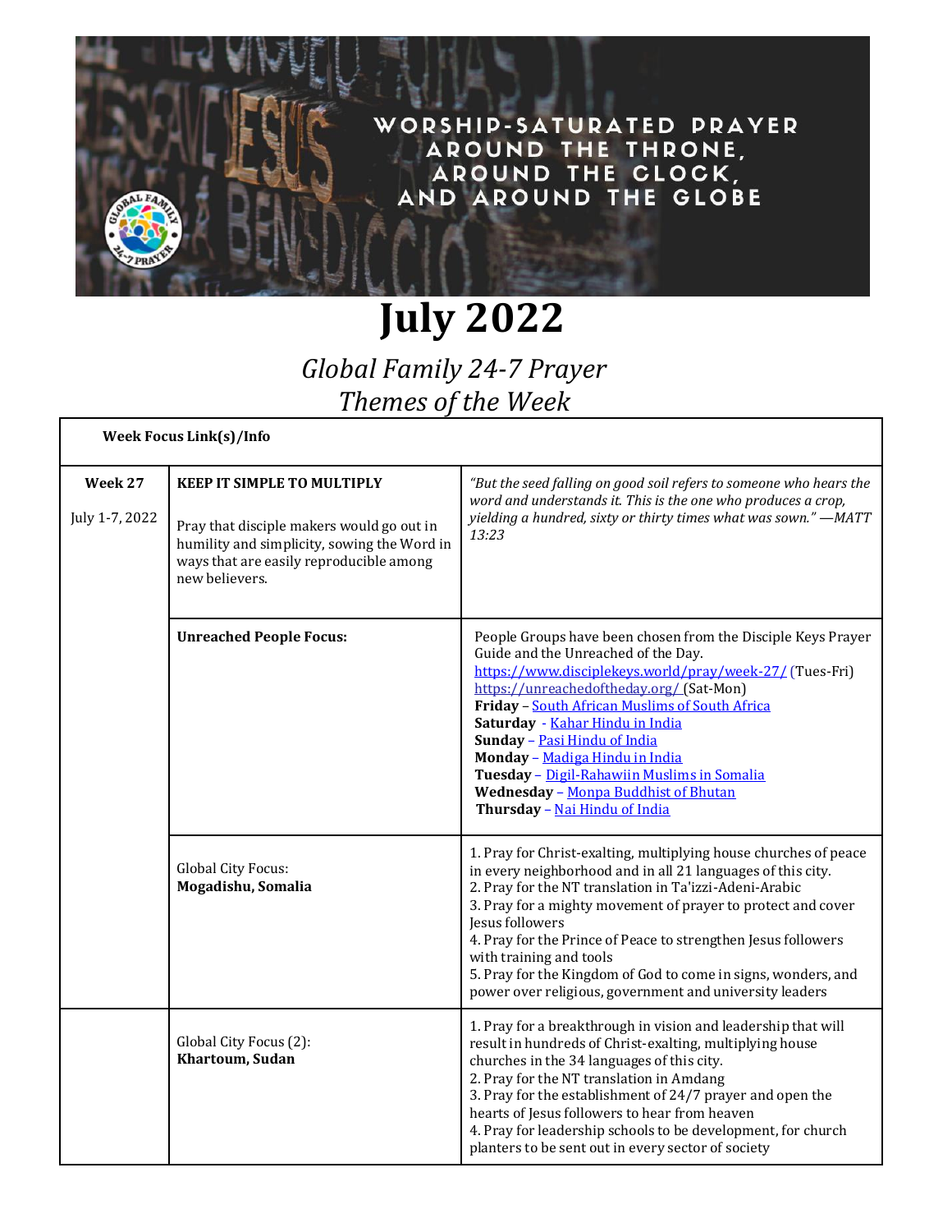WORSHIP-SATURATED PRAYER AROUND THE THRONE, AROUND THE CLOCK, AND AROUND THE GLOBE

# July 2022

## *Global Family 24-7 Prayer*
## *Themes of the Week*

| Week Focus Link(s)/Info | | |
|---|---|---|
| **Week 27**<br><br>July 1-7, 2022 | **KEEP IT SIMPLE TO MULTIPLY**<br><br>Pray that disciple makers would go out in humility and simplicity, sowing the Word in ways that are easily reproducible among new believers. | *"But the seed falling on good soil refers to someone who hears the word and understands it. This is the one who produces a crop, yielding a hundred, sixty or thirty times what was sown." —MATT 13:23* |
| | **Unreached People Focus:** | People Groups have been chosen from the Disciple Keys Prayer Guide and the Unreached of the Day.<br>https://www.disciplekeys.world/pray/week-27/ (Tues-Fri)<br>https://unreachedoftheday.org/ (Sat-Mon)<br>**Friday** – South African Muslims of South Africa<br>**Saturday** - Kahar Hindu in India<br>**Sunday** – Pasi Hindu of India<br>**Monday** – Madiga Hindu in India<br>**Tuesday** – Digil-Rahawiin Muslims in Somalia<br>**Wednesday** – Monpa Buddhist of Bhutan<br>**Thursday** – Nai Hindu of India |
| | Global City Focus:<br>**Mogadishu, Somalia** | 1. Pray for Christ-exalting, multiplying house churches of peace in every neighborhood and in all 21 languages of this city.<br>2. Pray for the NT translation in Ta'izzi-Adeni-Arabic<br>3. Pray for a mighty movement of prayer to protect and cover Jesus followers<br>4. Pray for the Prince of Peace to strengthen Jesus followers with training and tools<br>5. Pray for the Kingdom of God to come in signs, wonders, and power over religious, government and university leaders |
| | Global City Focus (2):<br>**Khartoum, Sudan** | 1. Pray for a breakthrough in vision and leadership that will result in hundreds of Christ-exalting, multiplying house churches in the 34 languages of this city.<br>2. Pray for the NT translation in Amdang<br>3. Pray for the establishment of 24/7 prayer and open the hearts of Jesus followers to hear from heaven<br>4. Pray for leadership schools to be development, for church planters to be sent out in every sector of society |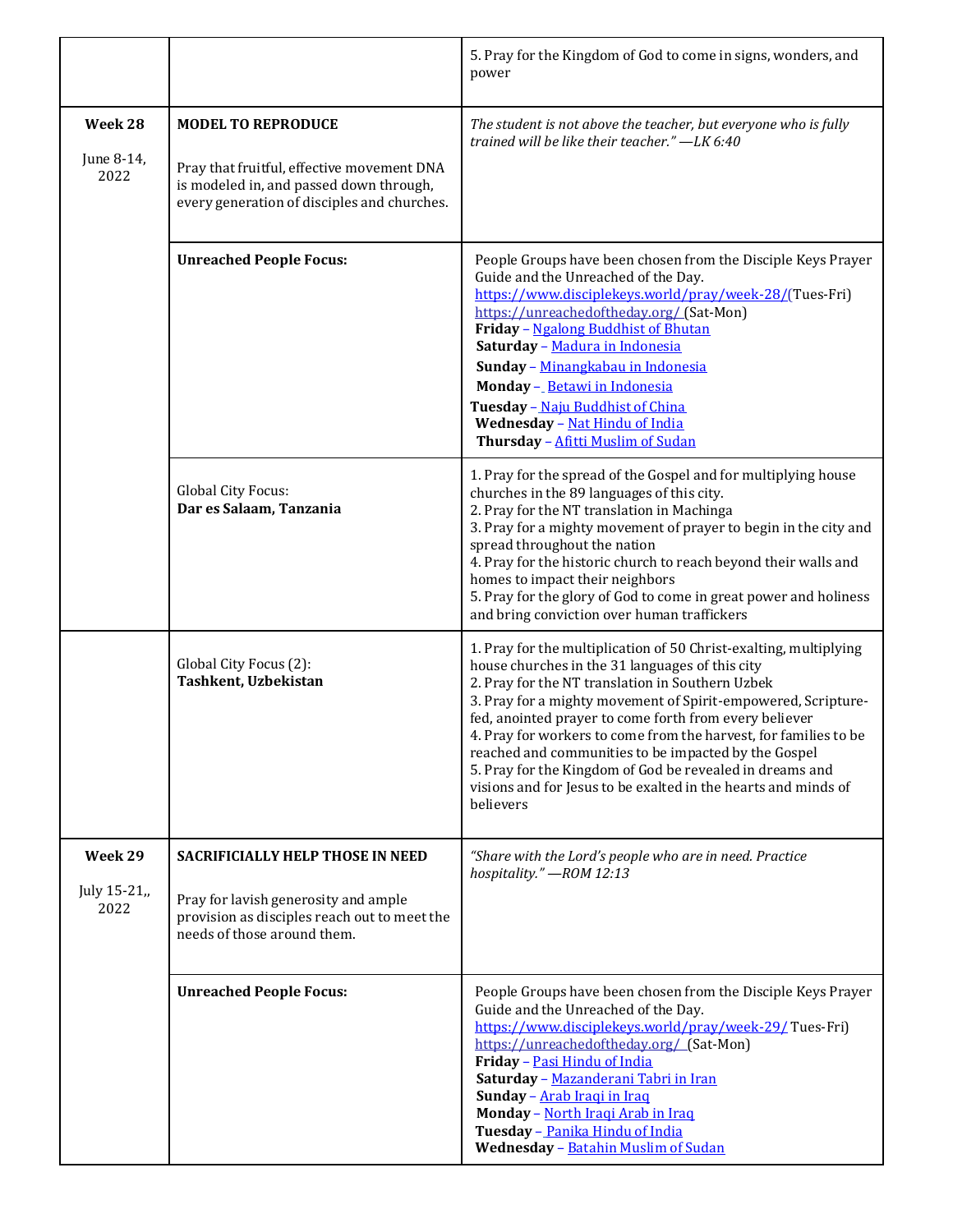| | | |
|---|---|---|
| | | 5. Pray for the Kingdom of God to come in signs, wonders, and power |
| **Week 28**<br><br>June 8-14, 2022 | **MODEL TO REPRODUCE**<br><br>Pray that fruitful, effective movement DNA is modeled in, and passed down through, every generation of disciples and churches. | *The student is not above the teacher, but everyone who is fully trained will be like their teacher." —LK 6:40* |
| | **Unreached People Focus:** | People Groups have been chosen from the Disciple Keys Prayer Guide and the Unreached of the Day.<br>https://www.disciplekeys.world/pray/week-28/(Tues-Fri)<br>https://unreachedoftheday.org/ (Sat-Mon)<br>**Friday** – Ngalong Buddhist of Bhutan<br>**Saturday** – Madura in Indonesia<br>**Sunday** – Minangkabau in Indonesia<br>**Monday** – Betawi in Indonesia<br>**Tuesday** – Naju Buddhist of China<br>**Wednesday** – Nat Hindu of India<br>**Thursday** – Afitti Muslim of Sudan |
| | Global City Focus:<br>**Dar es Salaam, Tanzania** | 1. Pray for the spread of the Gospel and for multiplying house churches in the 89 languages of this city.<br>2. Pray for the NT translation in Machinga<br>3. Pray for a mighty movement of prayer to begin in the city and spread throughout the nation<br>4. Pray for the historic church to reach beyond their walls and homes to impact their neighbors<br>5. Pray for the glory of God to come in great power and holiness and bring conviction over human traffickers |
| | Global City Focus (2):<br>**Tashkent, Uzbekistan** | 1. Pray for the multiplication of 50 Christ-exalting, multiplying house churches in the 31 languages of this city<br>2. Pray for the NT translation in Southern Uzbek<br>3. Pray for a mighty movement of Spirit-empowered, Scripture-fed, anointed prayer to come forth from every believer<br>4. Pray for workers to come from the harvest, for families to be reached and communities to be impacted by the Gospel<br>5. Pray for the Kingdom of God be revealed in dreams and visions and for Jesus to be exalted in the hearts and minds of believers |
| **Week 29**<br><br>July 15-21,, 2022 | **SACRIFICIALLY HELP THOSE IN NEED**<br><br>Pray for lavish generosity and ample provision as disciples reach out to meet the needs of those around them. | *"Share with the Lord's people who are in need. Practice hospitality." —ROM 12:13* |
| | **Unreached People Focus:** | People Groups have been chosen from the Disciple Keys Prayer Guide and the Unreached of the Day.<br>https://www.disciplekeys.world/pray/week-29/ Tues-Fri)<br>https://unreachedoftheday.org/ (Sat-Mon)<br>**Friday** – Pasi Hindu of India<br>**Saturday** – Mazanderani Tabri in Iran<br>**Sunday** – Arab Iraqi in Iraq<br>**Monday** – North Iraqi Arab in Iraq<br>**Tuesday** – Panika Hindu of India<br>**Wednesday** – Batahin Muslim of Sudan |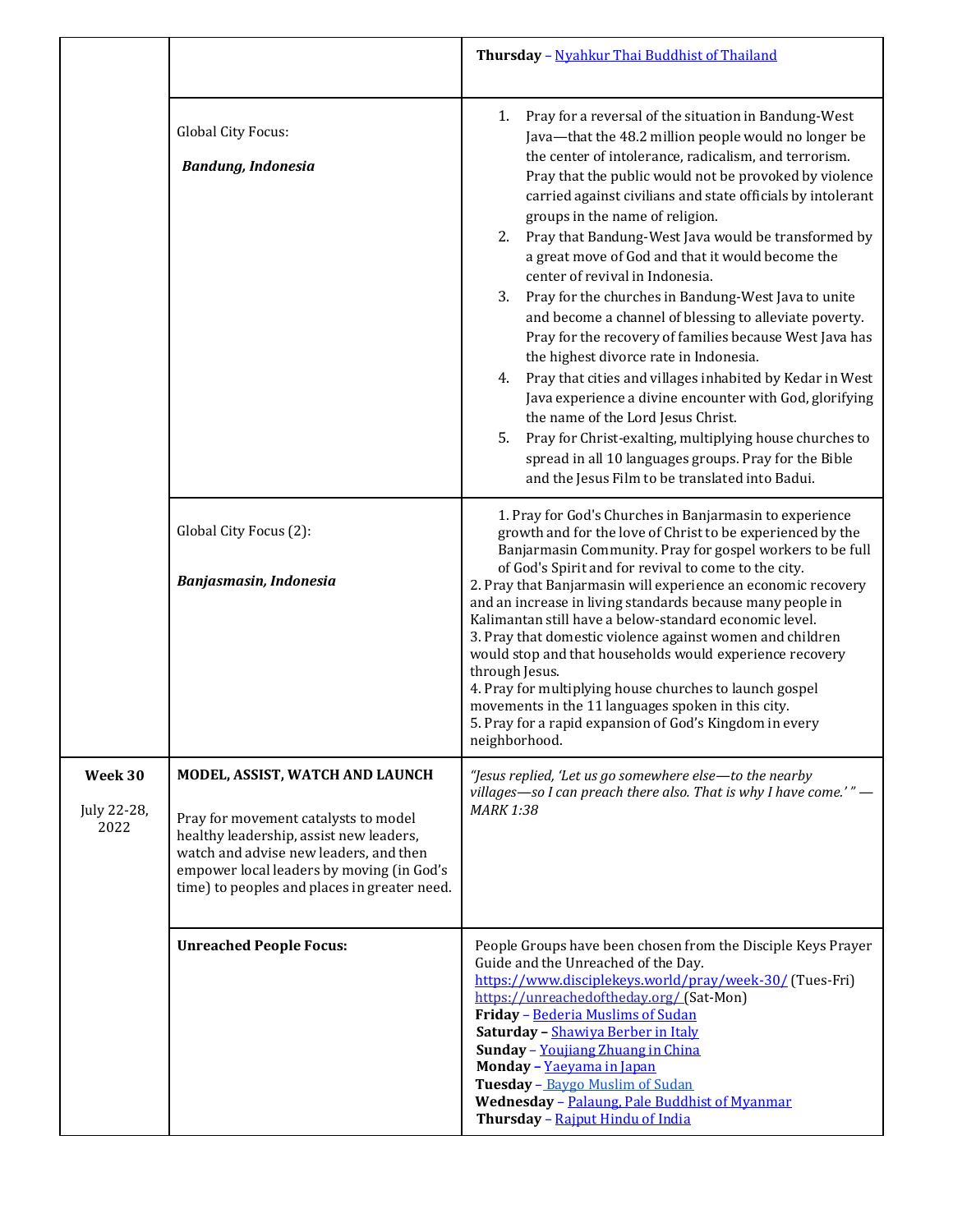| | | **Thursday** – Nyahkur Thai Buddhist of Thailand |
|---|---|---|
| | Global City Focus:<br><br>***Bandung, Indonesia*** | 1. Pray for a reversal of the situation in Bandung-West Java—that the 48.2 million people would no longer be the center of intolerance, radicalism, and terrorism. Pray that the public would not be provoked by violence carried against civilians and state officials by intolerant groups in the name of religion.<br>2. Pray that Bandung-West Java would be transformed by a great move of God and that it would become the center of revival in Indonesia.<br>3. Pray for the churches in Bandung-West Java to unite and become a channel of blessing to alleviate poverty. Pray for the recovery of families because West Java has the highest divorce rate in Indonesia.<br>4. Pray that cities and villages inhabited by Kedar in West Java experience a divine encounter with God, glorifying the name of the Lord Jesus Christ.<br>5. Pray for Christ-exalting, multiplying house churches to spread in all 10 languages groups. Pray for the Bible and the Jesus Film to be translated into Badui. |
| | Global City Focus (2):<br><br>***Banjasmasin, Indonesia*** | 1. Pray for God's Churches in Banjarmasin to experience growth and for the love of Christ to be experienced by the Banjarmasin Community. Pray for gospel workers to be full of God's Spirit and for revival to come to the city.<br>2. Pray that Banjarmasin will experience an economic recovery and an increase in living standards because many people in Kalimantan still have a below-standard economic level.<br>3. Pray that domestic violence against women and children would stop and that households would experience recovery through Jesus.<br>4. Pray for multiplying house churches to launch gospel movements in the 11 languages spoken in this city.<br>5. Pray for a rapid expansion of God's Kingdom in every neighborhood. |
| **Week 30**<br><br>July 22-28, 2022 | **MODEL, ASSIST, WATCH AND LAUNCH**<br><br>Pray for movement catalysts to model healthy leadership, assist new leaders, watch and advise new leaders, and then empower local leaders by moving (in God's time) to peoples and places in greater need. | *"Jesus replied, 'Let us go somewhere else—to the nearby villages—so I can preach there also. That is why I have come.' " — MARK 1:38* |
| | **Unreached People Focus:** | People Groups have been chosen from the Disciple Keys Prayer Guide and the Unreached of the Day.<br>https://www.disciplekeys.world/pray/week-30/ (Tues-Fri)<br>https://unreachedoftheday.org/ (Sat-Mon)<br>**Friday** – Bederia Muslims of Sudan<br>**Saturday** – Shawiya Berber in Italy<br>**Sunday** – Youjiang Zhuang in China<br>**Monday** – Yaeyama in Japan<br>**Tuesday** – Baygo Muslim of Sudan<br>**Wednesday** – Palaung, Pale Buddhist of Myanmar<br>**Thursday** – Rajput Hindu of India |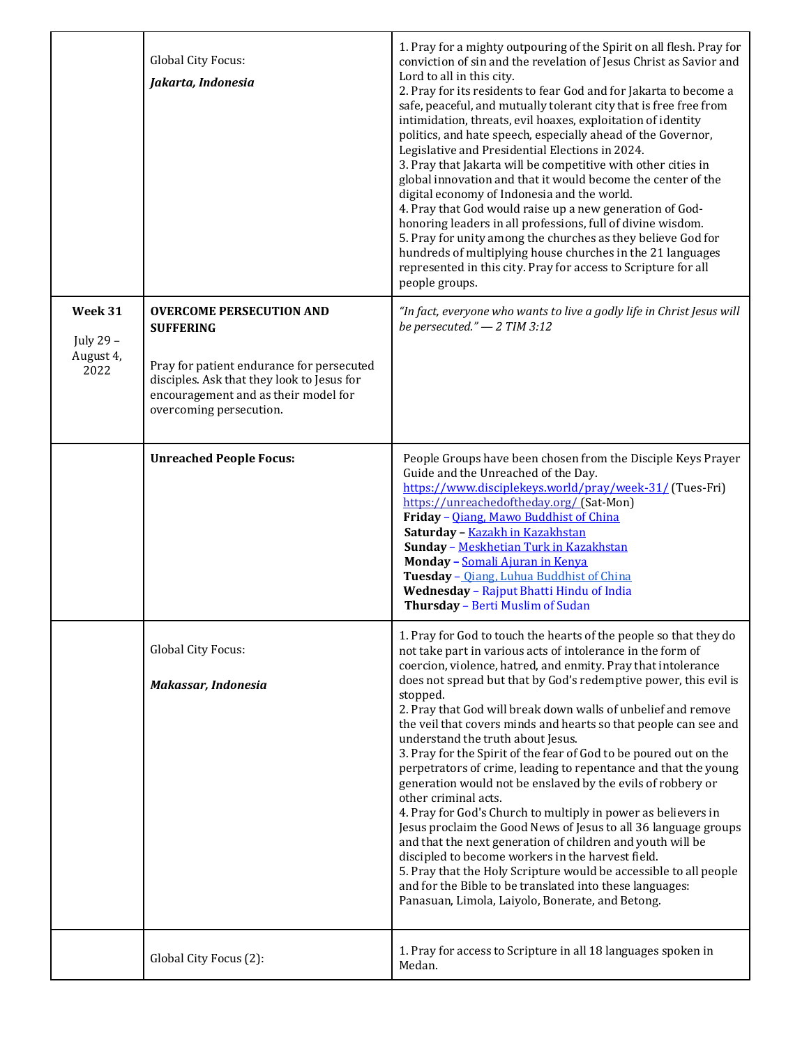| | | |
|---|---|---|
| | Global City Focus:<br>***Jakarta, Indonesia*** | 1. Pray for a mighty outpouring of the Spirit on all flesh. Pray for conviction of sin and the revelation of Jesus Christ as Savior and Lord to all in this city.<br>2. Pray for its residents to fear God and for Jakarta to become a safe, peaceful, and mutually tolerant city that is free free from intimidation, threats, evil hoaxes, exploitation of identity politics, and hate speech, especially ahead of the Governor, Legislative and Presidential Elections in 2024.<br>3. Pray that Jakarta will be competitive with other cities in global innovation and that it would become the center of the digital economy of Indonesia and the world.<br>4. Pray that God would raise up a new generation of God-honoring leaders in all professions, full of divine wisdom.<br>5. Pray for unity among the churches as they believe God for hundreds of multiplying house churches in the 21 languages represented in this city. Pray for access to Scripture for all people groups. |
| **Week 31**<br>July 29 – August 4, 2022 | **OVERCOME PERSECUTION AND SUFFERING**<br><br>Pray for patient endurance for persecuted disciples. Ask that they look to Jesus for encouragement and as their model for overcoming persecution. | *"In fact, everyone who wants to live a godly life in Christ Jesus will be persecuted." — 2 TIM 3:12* |
| | **Unreached People Focus:** | People Groups have been chosen from the Disciple Keys Prayer Guide and the Unreached of the Day.<br>https://www.disciplekeys.world/pray/week-31/ (Tues-Fri)<br>https://unreachedoftheday.org/ (Sat-Mon)<br>**Friday** – Qiang, Mawo Buddhist of China<br>**Saturday –** Kazakh in Kazakhstan<br>**Sunday** – Meskhetian Turk in Kazakhstan<br>**Monday –** Somali Ajuran in Kenya<br>**Tuesday** – Qiang, Luhua Buddhist of China<br>**Wednesday** – Rajput Bhatti Hindu of India<br>**Thursday** – Berti Muslim of Sudan |
| | Global City Focus:<br><br>***Makassar, Indonesia*** | 1. Pray for God to touch the hearts of the people so that they do not take part in various acts of intolerance in the form of coercion, violence, hatred, and enmity. Pray that intolerance does not spread but that by God's redemptive power, this evil is stopped.<br>2. Pray that God will break down walls of unbelief and remove the veil that covers minds and hearts so that people can see and understand the truth about Jesus.<br>3. Pray for the Spirit of the fear of God to be poured out on the perpetrators of crime, leading to repentance and that the young generation would not be enslaved by the evils of robbery or other criminal acts.<br>4. Pray for God's Church to multiply in power as believers in Jesus proclaim the Good News of Jesus to all 36 language groups and that the next generation of children and youth will be discipled to become workers in the harvest field.<br>5. Pray that the Holy Scripture would be accessible to all people and for the Bible to be translated into these languages: Panasuan, Limola, Laiyolo, Bonerate, and Betong. |
| | Global City Focus (2): | 1. Pray for access to Scripture in all 18 languages spoken in Medan. |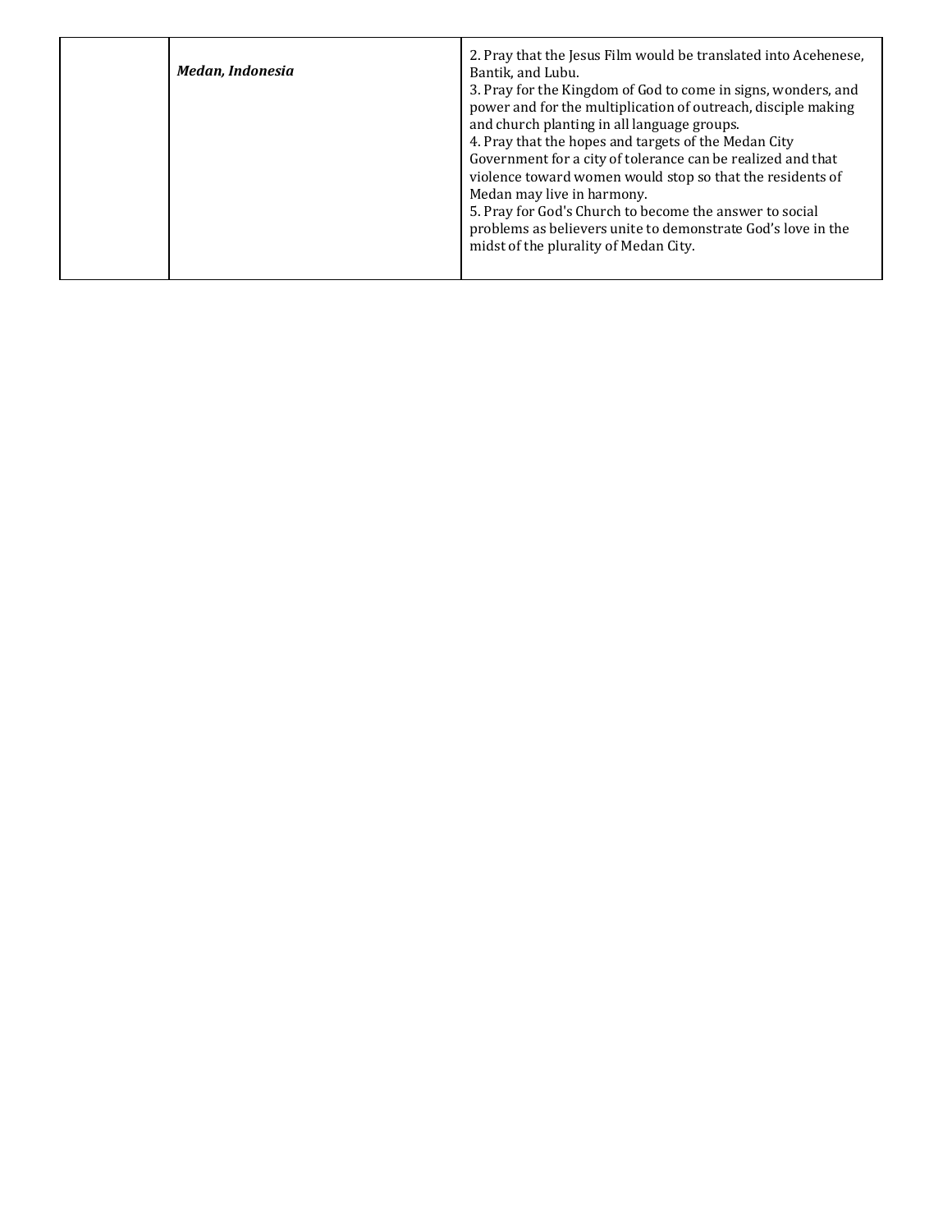| | | |
|---|---|---|
| | ***Medan, Indonesia*** | 2. Pray that the Jesus Film would be translated into Acehenese, Bantik, and Lubu.<br>3. Pray for the Kingdom of God to come in signs, wonders, and power and for the multiplication of outreach, disciple making and church planting in all language groups.<br>4. Pray that the hopes and targets of the Medan City Government for a city of tolerance can be realized and that violence toward women would stop so that the residents of Medan may live in harmony.<br>5. Pray for God's Church to become the answer to social problems as believers unite to demonstrate God's love in the midst of the plurality of Medan City. |